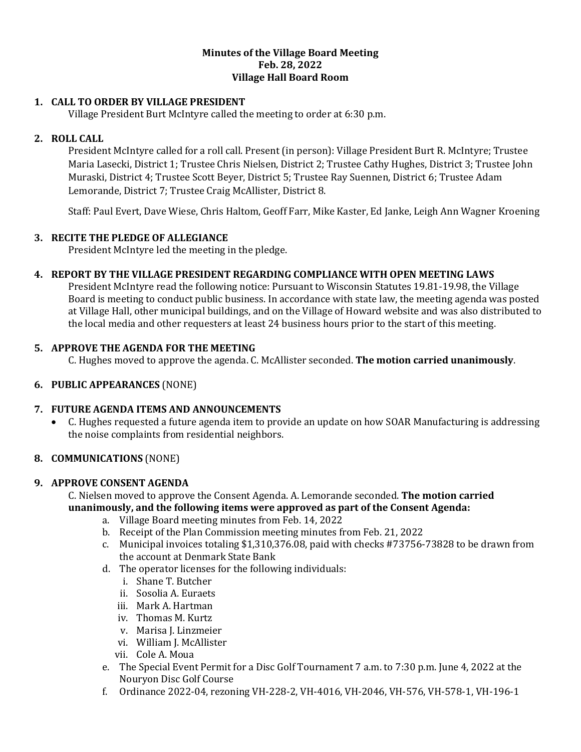**Minutes of the Village Board Meeting**
**Feb. 28, 2022**
**Village Hall Board Room**

1. **CALL TO ORDER BY VILLAGE PRESIDENT**

   Village President Burt McIntyre called the meeting to order at 6:30 p.m.

2. **ROLL CALL**

   President McIntyre called for a roll call. Present (in person): Village President Burt R. McIntyre; Trustee Maria Lasecki, District 1; Trustee Chris Nielsen, District 2; Trustee Cathy Hughes, District 3; Trustee John Muraski, District 4; Trustee Scott Beyer, District 5; Trustee Ray Suennen, District 6; Trustee Adam Lemorande, District 7; Trustee Craig McAllister, District 8.

   Staff: Paul Evert, Dave Wiese, Chris Haltom, Geoff Farr, Mike Kaster, Ed Janke, Leigh Ann Wagner Kroening

3. **RECITE THE PLEDGE OF ALLEGIANCE**

   President McIntyre led the meeting in the pledge.

4. **REPORT BY THE VILLAGE PRESIDENT REGARDING COMPLIANCE WITH OPEN MEETING LAWS**

   President McIntyre read the following notice: Pursuant to Wisconsin Statutes 19.81-19.98, the Village Board is meeting to conduct public business. In accordance with state law, the meeting agenda was posted at Village Hall, other municipal buildings, and on the Village of Howard website and was also distributed to the local media and other requesters at least 24 business hours prior to the start of this meeting.

5. **APPROVE THE AGENDA FOR THE MEETING**

   C. Hughes moved to approve the agenda. C. McAllister seconded. **The motion carried unanimously**.

6. **PUBLIC APPEARANCES** (NONE)

7. **FUTURE AGENDA ITEMS AND ANNOUNCEMENTS**
   - C. Hughes requested a future agenda item to provide an update on how SOAR Manufacturing is addressing the noise complaints from residential neighbors.

8. **COMMUNICATIONS** (NONE)

9. **APPROVE CONSENT AGENDA**

   C. Nielsen moved to approve the Consent Agenda. A. Lemorande seconded. **The motion carried unanimously, and the following items were approved as part of the Consent Agenda:**

   a. Village Board meeting minutes from Feb. 14, 2022
   b. Receipt of the Plan Commission meeting minutes from Feb. 21, 2022
   c. Municipal invoices totaling $1,310,376.08, paid with checks #73756-73828 to be drawn from the account at Denmark State Bank
   d. The operator licenses for the following individuals:
      i. Shane T. Butcher
      ii. Sosolia A. Euraets
      iii. Mark A. Hartman
      iv. Thomas M. Kurtz
      v. Marisa J. Linzmeier
      vi. William J. McAllister
      vii. Cole A. Moua
   e. The Special Event Permit for a Disc Golf Tournament 7 a.m. to 7:30 p.m. June 4, 2022 at the Nouryon Disc Golf Course
   f. Ordinance 2022-04, rezoning VH-228-2, VH-4016, VH-2046, VH-576, VH-578-1, VH-196-1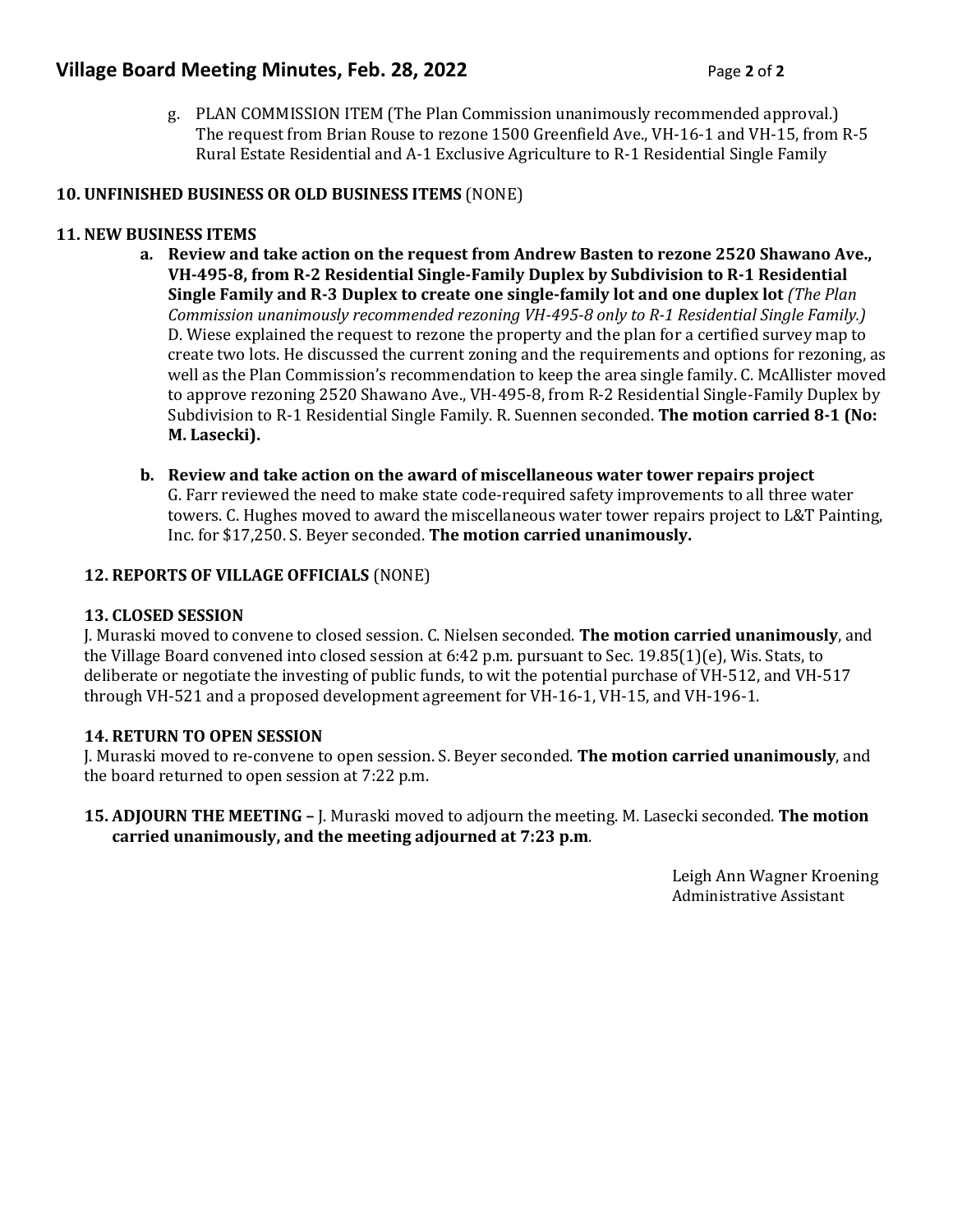g. PLAN COMMISSION ITEM (The Plan Commission unanimously recommended approval.) The request from Brian Rouse to rezone 1500 Greenfield Ave., VH-16-1 and VH-15, from R-5 Rural Estate Residential and A-1 Exclusive Agriculture to R-1 Residential Single Family

**10. UNFINISHED BUSINESS OR OLD BUSINESS ITEMS** (NONE)

**11. NEW BUSINESS ITEMS**

a. **Review and take action on the request from Andrew Basten to rezone 2520 Shawano Ave., VH-495-8, from R-2 Residential Single-Family Duplex by Subdivision to R-1 Residential Single Family and R-3 Duplex to create one single-family lot and one duplex lot** *(The Plan Commission unanimously recommended rezoning VH-495-8 only to R-1 Residential Single Family.)* D. Wiese explained the request to rezone the property and the plan for a certified survey map to create two lots. He discussed the current zoning and the requirements and options for rezoning, as well as the Plan Commission's recommendation to keep the area single family. C. McAllister moved to approve rezoning 2520 Shawano Ave., VH-495-8, from R-2 Residential Single-Family Duplex by Subdivision to R-1 Residential Single Family. R. Suennen seconded. **The motion carried 8-1 (No: M. Lasecki).**

b. **Review and take action on the award of miscellaneous water tower repairs project** G. Farr reviewed the need to make state code-required safety improvements to all three water towers. C. Hughes moved to award the miscellaneous water tower repairs project to L&T Painting, Inc. for $17,250. S. Beyer seconded. **The motion carried unanimously.**

**12. REPORTS OF VILLAGE OFFICIALS** (NONE)

**13. CLOSED SESSION**

J. Muraski moved to convene to closed session. C. Nielsen seconded. **The motion carried unanimously**, and the Village Board convened into closed session at 6:42 p.m. pursuant to Sec. 19.85(1)(e), Wis. Stats, to deliberate or negotiate the investing of public funds, to wit the potential purchase of VH-512, and VH-517 through VH-521 and a proposed development agreement for VH-16-1, VH-15, and VH-196-1.

**14. RETURN TO OPEN SESSION**

J. Muraski moved to re-convene to open session. S. Beyer seconded. **The motion carried unanimously**, and the board returned to open session at 7:22 p.m.

**15. ADJOURN THE MEETING –** J. Muraski moved to adjourn the meeting. M. Lasecki seconded. **The motion carried unanimously, and the meeting adjourned at 7:23 p.m**.

Leigh Ann Wagner Kroening
Administrative Assistant